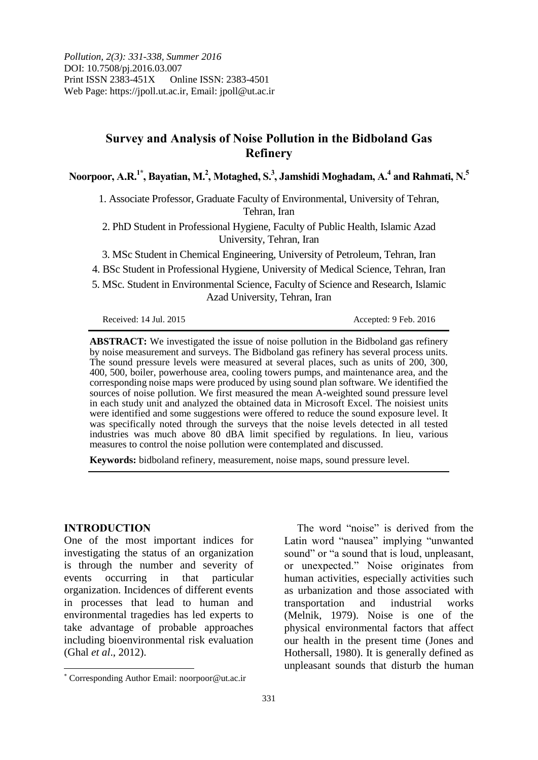*Pollution, 2(3): 331-338, Summer 2016*
DOI: 10.7508/pj.2016.03.007
Print ISSN 2383-451X  Online ISSN: 2383-4501
Web Page: https://jpoll.ut.ac.ir, Email: jpoll@ut.ac.ir

# Survey and Analysis of Noise Pollution in the Bidboland Gas Refinery

**Noorpoor, A.R.[1*], Bayatian, M.[2], Motaghed, S.[3], Jamshidi Moghadam, A.[4] and Rahmati, N.[5]**

1. Associate Professor, Graduate Faculty of Environmental, University of Tehran, Tehran, Iran
2. PhD Student in Professional Hygiene, Faculty of Public Health, Islamic Azad University, Tehran, Iran
3. MSc Student in Chemical Engineering, University of Petroleum, Tehran, Iran
4. BSc Student in Professional Hygiene, University of Medical Science, Tehran, Iran
5. MSc. Student in Environmental Science, Faculty of Science and Research, Islamic Azad University, Tehran, Iran

Received: 14 Jul. 2015  Accepted: 9 Feb. 2016

**ABSTRACT:** We investigated the issue of noise pollution in the Bidboland gas refinery by noise measurement and surveys. The Bidboland gas refinery has several process units. The sound pressure levels were measured at several places, such as units of 200, 300, 400, 500, boiler, powerhouse area, cooling towers pumps, and maintenance area, and the corresponding noise maps were produced by using sound plan software. We identified the sources of noise pollution. We first measured the mean A-weighted sound pressure level in each study unit and analyzed the obtained data in Microsoft Excel. The noisiest units were identified and some suggestions were offered to reduce the sound exposure level. It was specifically noted through the surveys that the noise levels detected in all tested industries was much above 80 dBA limit specified by regulations. In lieu, various measures to control the noise pollution were contemplated and discussed.

**Keywords:** bidboland refinery, measurement, noise maps, sound pressure level.

## INTRODUCTION

One of the most important indices for investigating the status of an organization is through the number and severity of events occurring in that particular organization. Incidences of different events in processes that lead to human and environmental tragedies has led experts to take advantage of probable approaches including bioenvironmental risk evaluation (Ghal *et al*., 2012).

The word "noise" is derived from the Latin word "nausea" implying "unwanted sound" or "a sound that is loud, unpleasant, or unexpected." Noise originates from human activities, especially activities such as urbanization and those associated with transportation and industrial works (Melnik, 1979). Noise is one of the physical environmental factors that affect our health in the present time (Jones and Hothersall, 1980). It is generally defined as unpleasant sounds that disturb the human

[*] Corresponding Author Email: noorpoor@ut.ac.ir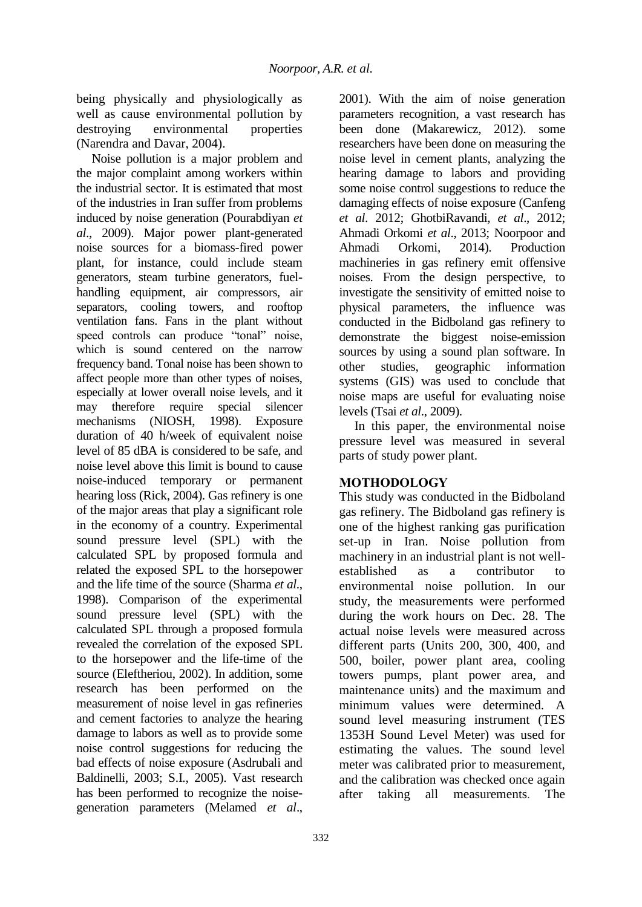being physically and physiologically as well as cause environmental pollution by destroying environmental properties (Narendra and Davar, 2004).

Noise pollution is a major problem and the major complaint among workers within the industrial sector. It is estimated that most of the industries in Iran suffer from problems induced by noise generation (Pourabdiyan *et al*., 2009). Major power plant-generated noise sources for a biomass-fired power plant, for instance, could include steam generators, steam turbine generators, fuel-handling equipment, air compressors, air separators, cooling towers, and rooftop ventilation fans. Fans in the plant without speed controls can produce "tonal" noise, which is sound centered on the narrow frequency band. Tonal noise has been shown to affect people more than other types of noises, especially at lower overall noise levels, and it may therefore require special silencer mechanisms (NIOSH, 1998). Exposure duration of 40 h/week of equivalent noise level of 85 dBA is considered to be safe, and noise level above this limit is bound to cause noise-induced temporary or permanent hearing loss (Rick, 2004). Gas refinery is one of the major areas that play a significant role in the economy of a country. Experimental sound pressure level (SPL) with the calculated SPL by proposed formula and related the exposed SPL to the horsepower and the life time of the source (Sharma *et al*., 1998). Comparison of the experimental sound pressure level (SPL) with the calculated SPL through a proposed formula revealed the correlation of the exposed SPL to the horsepower and the life-time of the source (Eleftheriou, 2002). In addition, some research has been performed on the measurement of noise level in gas refineries and cement factories to analyze the hearing damage to labors as well as to provide some noise control suggestions for reducing the bad effects of noise exposure (Asdrubali and Baldinelli, 2003; S.I., 2005). Vast research has been performed to recognize the noise-generation parameters (Melamed *et al*., 2001). With the aim of noise generation parameters recognition, a vast research has been done (Makarewicz, 2012). some researchers have been done on measuring the noise level in cement plants, analyzing the hearing damage to labors and providing some noise control suggestions to reduce the damaging effects of noise exposure (Canfeng *et al*. 2012; GhotbiRavandi, *et al*., 2012; Ahmadi Orkomi *et al*., 2013; Noorpoor and Ahmadi Orkomi, 2014). Production machineries in gas refinery emit offensive noises. From the design perspective, to investigate the sensitivity of emitted noise to physical parameters, the influence was conducted in the Bidboland gas refinery to demonstrate the biggest noise-emission sources by using a sound plan software. In other studies, geographic information systems (GIS) was used to conclude that noise maps are useful for evaluating noise levels (Tsai *et al*., 2009).

In this paper, the environmental noise pressure level was measured in several parts of study power plant.

## MOTHODOLOGY

This study was conducted in the Bidboland gas refinery. The Bidboland gas refinery is one of the highest ranking gas purification set-up in Iran. Noise pollution from machinery in an industrial plant is not well-established as a contributor to environmental noise pollution. In our study, the measurements were performed during the work hours on Dec. 28. The actual noise levels were measured across different parts (Units 200, 300, 400, and 500, boiler, power plant area, cooling towers pumps, plant power area, and maintenance units) and the maximum and minimum values were determined. A sound level measuring instrument (TES 1353H Sound Level Meter) was used for estimating the values. The sound level meter was calibrated prior to measurement, and the calibration was checked once again after taking all measurements. The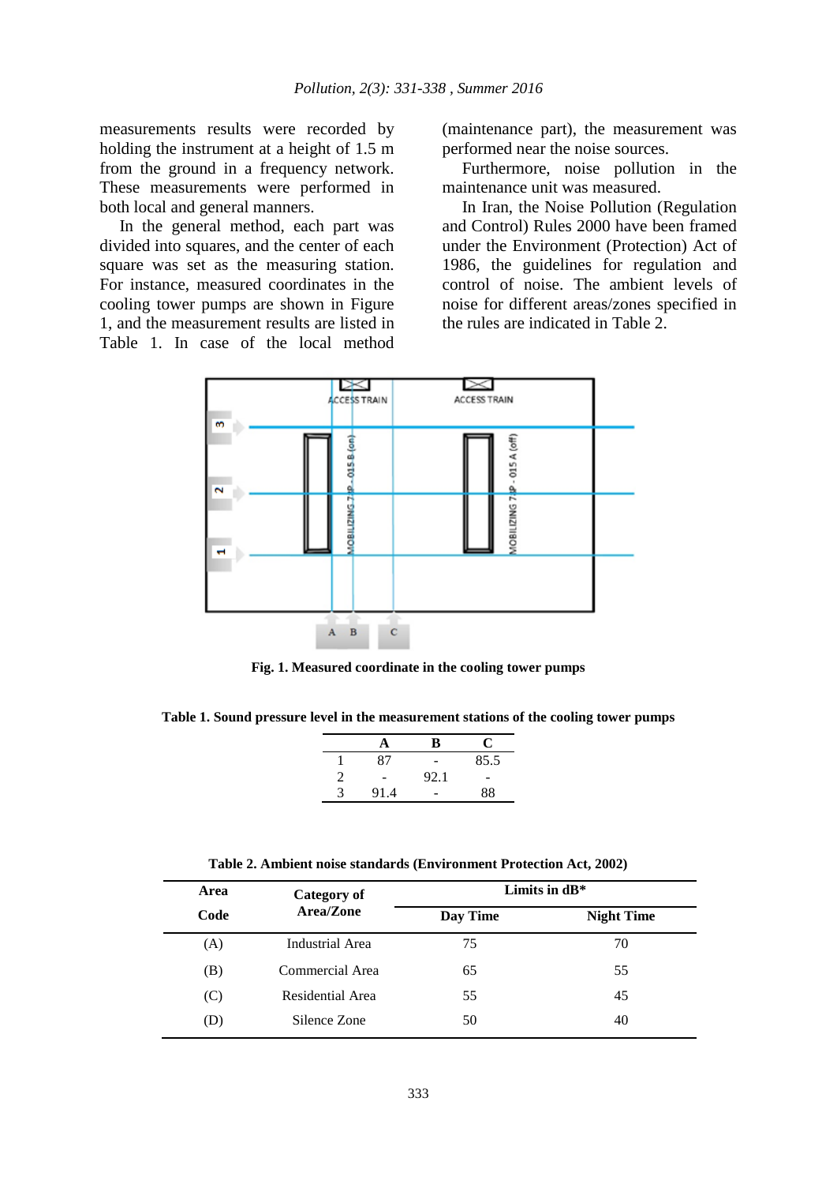measurements results were recorded by holding the instrument at a height of 1.5 m from the ground in a frequency network. These measurements were performed in both local and general manners.

In the general method, each part was divided into squares, and the center of each square was set as the measuring station. For instance, measured coordinates in the cooling tower pumps are shown in Figure 1, and the measurement results are listed in Table 1. In case of the local method (maintenance part), the measurement was performed near the noise sources.

Furthermore, noise pollution in the maintenance unit was measured.

In Iran, the Noise Pollution (Regulation and Control) Rules 2000 have been framed under the Environment (Protection) Act of 1986, the guidelines for regulation and control of noise. The ambient levels of noise for different areas/zones specified in the rules are indicated in Table 2.

**Fig. 1. Measured coordinate in the cooling tower pumps**

**Table 1. Sound pressure level in the measurement stations of the cooling tower pumps**

| | A | B | C |
|---|---|---|---|
| 1 | 87 | - | 85.5 |
| 2 | - | 92.1 | - |
| 3 | 91.4 | - | 88 |

**Table 2. Ambient noise standards (Environment Protection Act, 2002)**

| Area Code | Category of Area/Zone | Limits in dB* | |
|---|---|---|---|
| | | Day Time | Night Time |
| (A) | Industrial Area | 75 | 70 |
| (B) | Commercial Area | 65 | 55 |
| (C) | Residential Area | 55 | 45 |
| (D) | Silence Zone | 50 | 40 |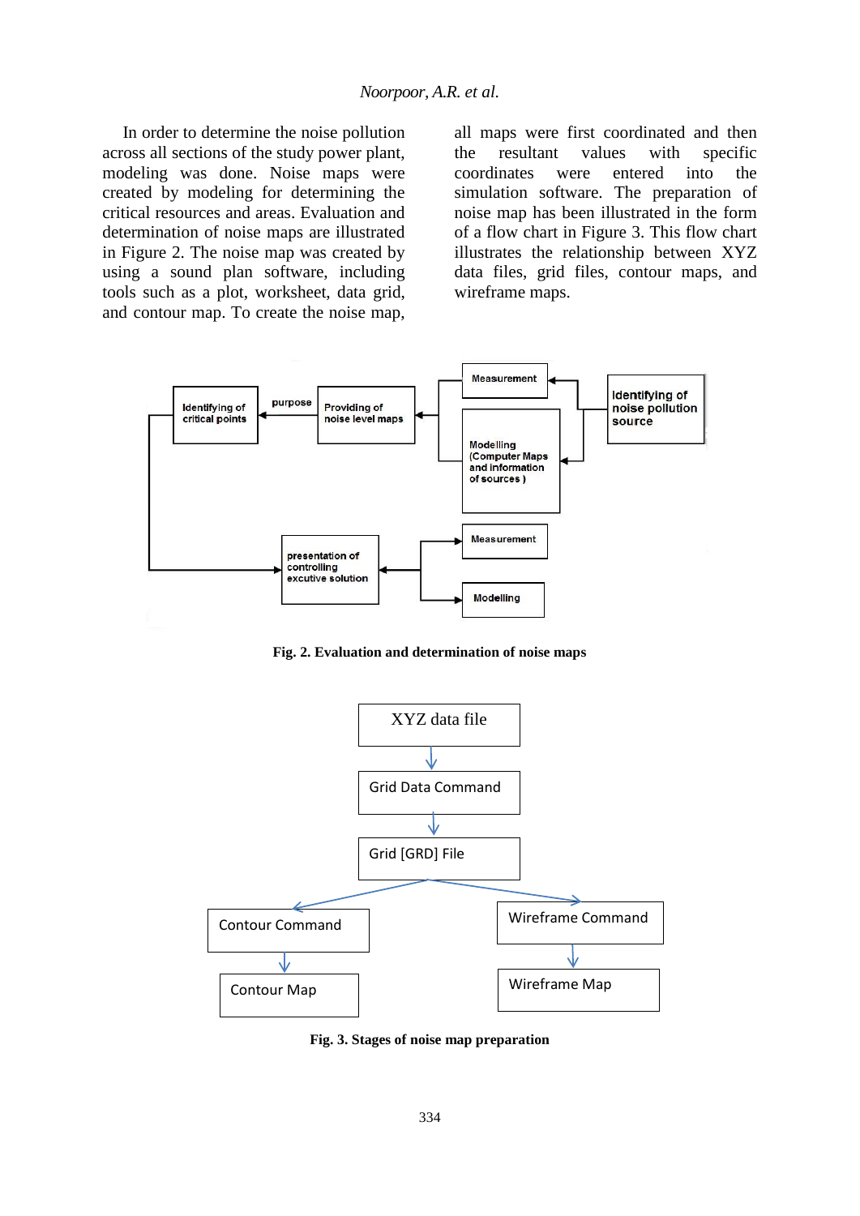In order to determine the noise pollution across all sections of the study power plant, modeling was done. Noise maps were created by modeling for determining the critical resources and areas. Evaluation and determination of noise maps are illustrated in Figure 2. The noise map was created by using a sound plan software, including tools such as a plot, worksheet, data grid, and contour map. To create the noise map, all maps were first coordinated and then the resultant values with specific coordinates were entered into the simulation software. The preparation of noise map has been illustrated in the form of a flow chart in Figure 3. This flow chart illustrates the relationship between XYZ data files, grid files, contour maps, and wireframe maps.

**Fig. 2. Evaluation and determination of noise maps**

**Fig. 3. Stages of noise map preparation**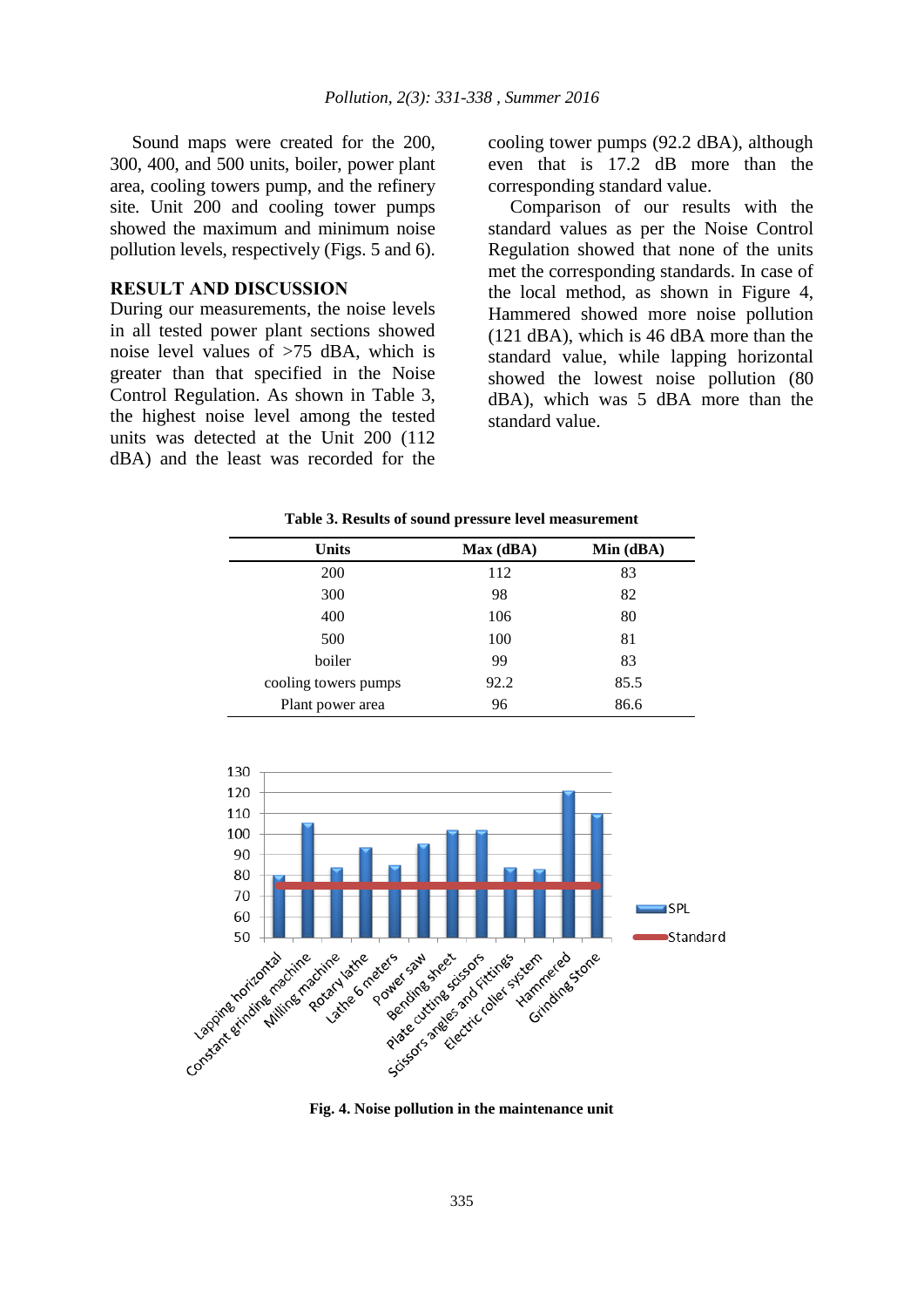Sound maps were created for the 200, 300, 400, and 500 units, boiler, power plant area, cooling towers pump, and the refinery site. Unit 200 and cooling tower pumps showed the maximum and minimum noise pollution levels, respectively (Figs. 5 and 6).

## RESULT AND DISCUSSION

During our measurements, the noise levels in all tested power plant sections showed noise level values of >75 dBA, which is greater than that specified in the Noise Control Regulation. As shown in Table 3, the highest noise level among the tested units was detected at the Unit 200 (112 dBA) and the least was recorded for the cooling tower pumps (92.2 dBA), although even that is 17.2 dB more than the corresponding standard value.

Comparison of our results with the standard values as per the Noise Control Regulation showed that none of the units met the corresponding standards. In case of the local method, as shown in Figure 4, Hammered showed more noise pollution (121 dBA), which is 46 dBA more than the standard value, while lapping horizontal showed the lowest noise pollution (80 dBA), which was 5 dBA more than the standard value.

**Table 3. Results of sound pressure level measurement**

| Units | Max (dBA) | Min (dBA) |
|---|---|---|
| 200 | 112 | 83 |
| 300 | 98 | 82 |
| 400 | 106 | 80 |
| 500 | 100 | 81 |
| boiler | 99 | 83 |
| cooling towers pumps | 92.2 | 85.5 |
| Plant power area | 96 | 86.6 |

**Fig. 4. Noise pollution in the maintenance unit**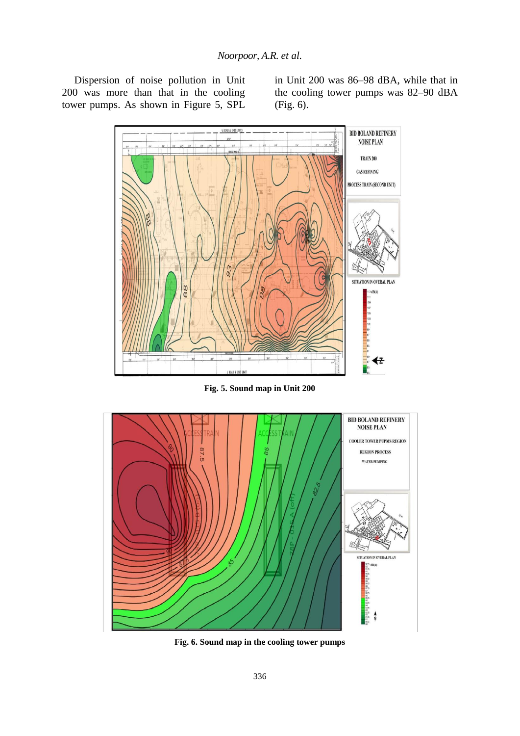Dispersion of noise pollution in Unit 200 was more than that in the cooling tower pumps. As shown in Figure 5, SPL in Unit 200 was 86–98 dBA, while that in the cooling tower pumps was 82–90 dBA (Fig. 6).

**Fig. 5. Sound map in Unit 200**

**Fig. 6. Sound map in the cooling tower pumps**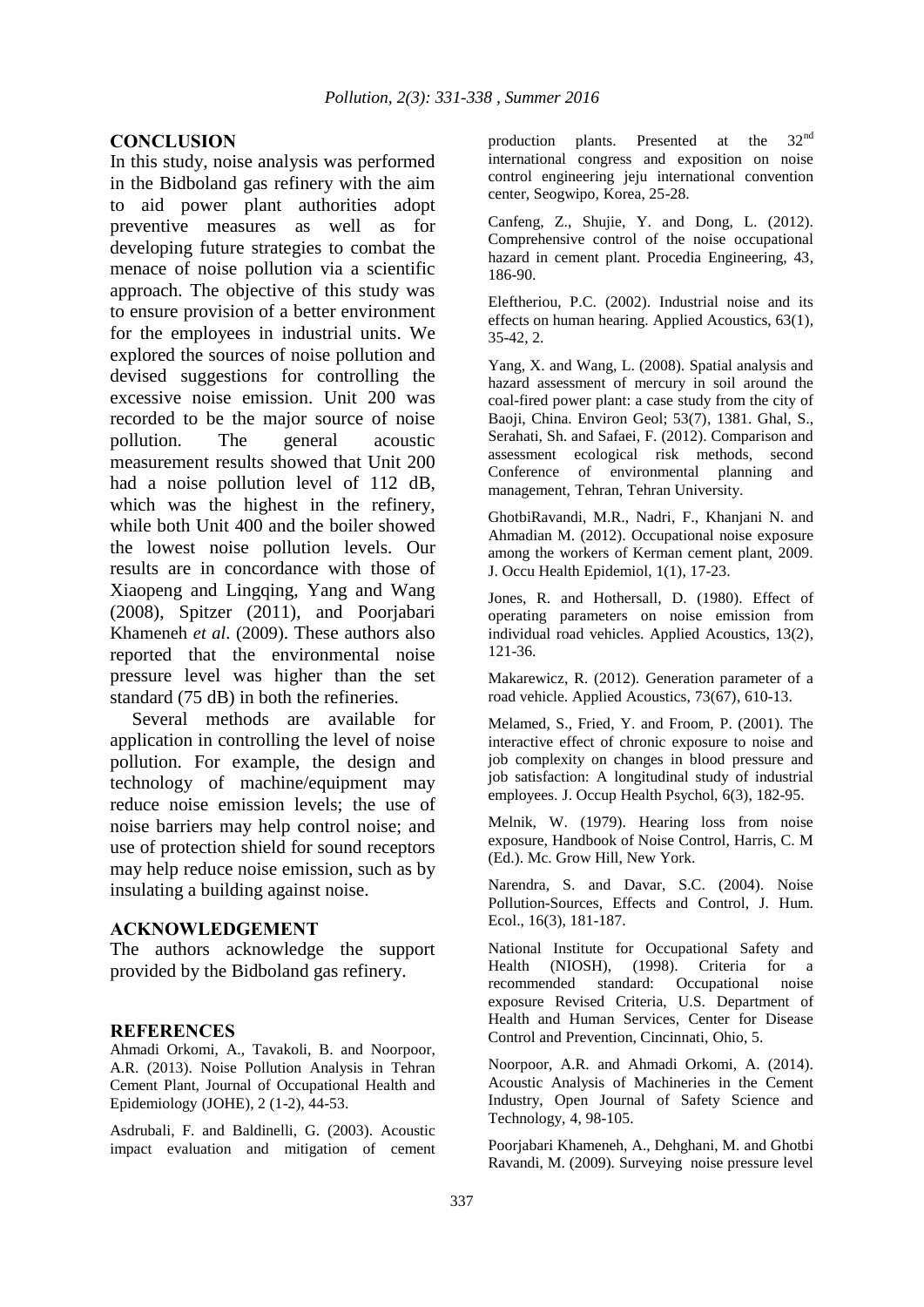## CONCLUSION

In this study, noise analysis was performed in the Bidboland gas refinery with the aim to aid power plant authorities adopt preventive measures as well as for developing future strategies to combat the menace of noise pollution via a scientific approach. The objective of this study was to ensure provision of a better environment for the employees in industrial units. We explored the sources of noise pollution and devised suggestions for controlling the excessive noise emission. Unit 200 was recorded to be the major source of noise pollution. The general acoustic measurement results showed that Unit 200 had a noise pollution level of 112 dB, which was the highest in the refinery, while both Unit 400 and the boiler showed the lowest noise pollution levels. Our results are in concordance with those of Xiaopeng and Lingqing, Yang and Wang (2008), Spitzer (2011), and Poorjabari Khameneh *et al*. (2009). These authors also reported that the environmental noise pressure level was higher than the set standard (75 dB) in both the refineries.

Several methods are available for application in controlling the level of noise pollution. For example, the design and technology of machine/equipment may reduce noise emission levels; the use of noise barriers may help control noise; and use of protection shield for sound receptors may help reduce noise emission, such as by insulating a building against noise.

## ACKNOWLEDGEMENT

The authors acknowledge the support provided by the Bidboland gas refinery.

## REFERENCES

Ahmadi Orkomi, A., Tavakoli, B. and Noorpoor, A.R. (2013). Noise Pollution Analysis in Tehran Cement Plant, Journal of Occupational Health and Epidemiology (JOHE), 2 (1-2), 44-53.

Asdrubali, F. and Baldinelli, G. (2003). Acoustic impact evaluation and mitigation of cement production plants. Presented at the 32nd international congress and exposition on noise control engineering jeju international convention center, Seogwipo, Korea, 25-28.

Canfeng, Z., Shujie, Y. and Dong, L. (2012). Comprehensive control of the noise occupational hazard in cement plant. Procedia Engineering, 43, 186-90.

Eleftheriou, P.C. (2002). Industrial noise and its effects on human hearing. Applied Acoustics, 63(1), 35-42, 2.

Yang, X. and Wang, L. (2008). Spatial analysis and hazard assessment of mercury in soil around the coal-fired power plant: a case study from the city of Baoji, China. Environ Geol; 53(7), 1381. Ghal, S., Serahati, Sh. and Safaei, F. (2012). Comparison and assessment ecological risk methods, second Conference of environmental planning and management, Tehran, Tehran University.

GhotbiRavandi, M.R., Nadri, F., Khanjani N. and Ahmadian M. (2012). Occupational noise exposure among the workers of Kerman cement plant, 2009. J. Occu Health Epidemiol, 1(1), 17-23.

Jones, R. and Hothersall, D. (1980). Effect of operating parameters on noise emission from individual road vehicles. Applied Acoustics, 13(2), 121-36.

Makarewicz, R. (2012). Generation parameter of a road vehicle. Applied Acoustics, 73(67), 610-13.

Melamed, S., Fried, Y. and Froom, P. (2001). The interactive effect of chronic exposure to noise and job complexity on changes in blood pressure and job satisfaction: A longitudinal study of industrial employees. J. Occup Health Psychol, 6(3), 182-95.

Melnik, W. (1979). Hearing loss from noise exposure, Handbook of Noise Control, Harris, C. M (Ed.). Mc. Grow Hill, New York.

Narendra, S. and Davar, S.C. (2004). Noise Pollution-Sources, Effects and Control, J. Hum. Ecol., 16(3), 181-187.

National Institute for Occupational Safety and Health (NIOSH), (1998). Criteria for a recommended standard: Occupational noise exposure Revised Criteria, U.S. Department of Health and Human Services, Center for Disease Control and Prevention, Cincinnati, Ohio, 5.

Noorpoor, A.R. and Ahmadi Orkomi, A. (2014). Acoustic Analysis of Machineries in the Cement Industry, Open Journal of Safety Science and Technology, 4, 98-105.

Poorjabari Khameneh, A., Dehghani, M. and Ghotbi Ravandi, M. (2009). Surveying noise pressure level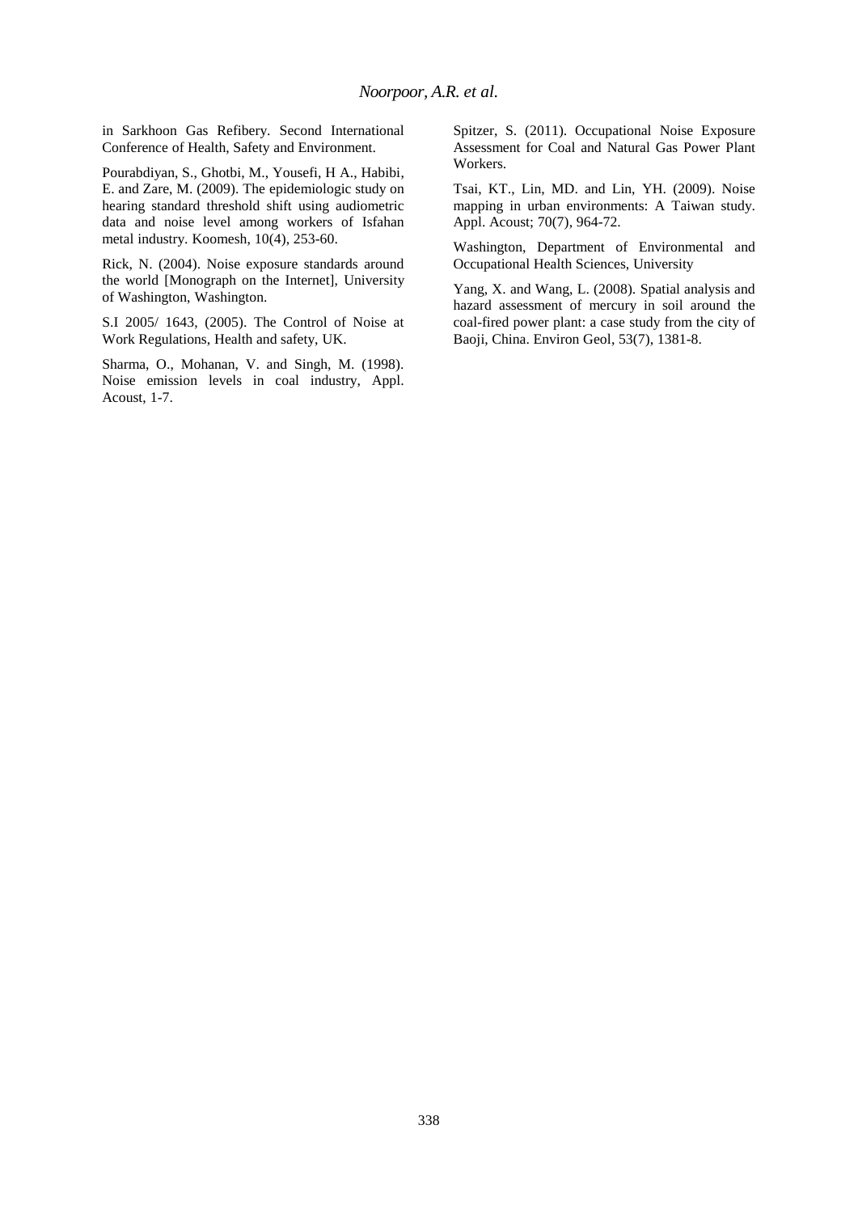in Sarkhoon Gas Refibery. Second International Conference of Health, Safety and Environment.

Pourabdiyan, S., Ghotbi, M., Yousefi, H A., Habibi, E. and Zare, M. (2009). The epidemiologic study on hearing standard threshold shift using audiometric data and noise level among workers of Isfahan metal industry. Koomesh, 10(4), 253-60.

Rick, N. (2004). Noise exposure standards around the world [Monograph on the Internet], University of Washington, Washington.

S.I 2005/ 1643, (2005). The Control of Noise at Work Regulations, Health and safety, UK.

Sharma, O., Mohanan, V. and Singh, M. (1998). Noise emission levels in coal industry, Appl. Acoust, 1-7.

Spitzer, S. (2011). Occupational Noise Exposure Assessment for Coal and Natural Gas Power Plant Workers.

Tsai, KT., Lin, MD. and Lin, YH. (2009). Noise mapping in urban environments: A Taiwan study. Appl. Acoust; 70(7), 964-72.

Washington, Department of Environmental and Occupational Health Sciences, University

Yang, X. and Wang, L. (2008). Spatial analysis and hazard assessment of mercury in soil around the coal-fired power plant: a case study from the city of Baoji, China. Environ Geol, 53(7), 1381-8.